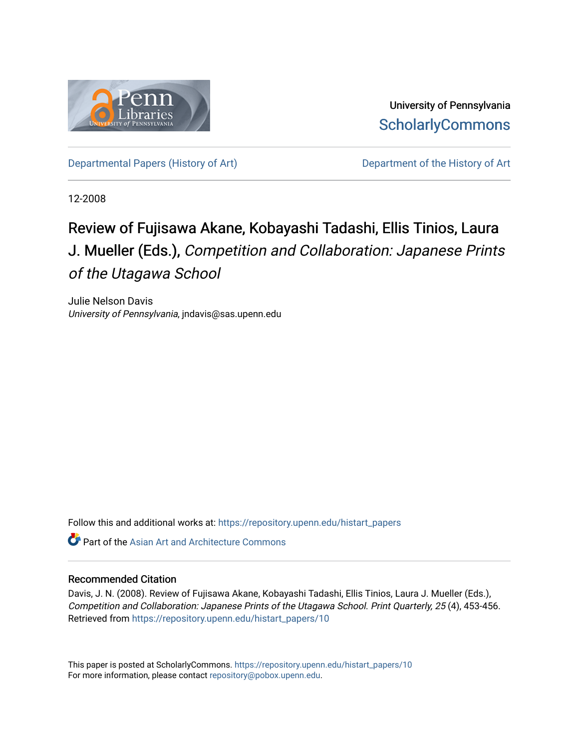University of Pennsylvania
ScholarlyCommons

Departmental Papers (History of Art)

Department of the History of Art

12-2008

# Review of Fujisawa Akane, Kobayashi Tadashi, Ellis Tinios, Laura J. Mueller (Eds.), *Competition and Collaboration: Japanese Prints of the Utagawa School*

Julie Nelson Davis
*University of Pennsylvania*, jndavis@sas.upenn.edu

Follow this and additional works at: https://repository.upenn.edu/histart_papers

Part of the Asian Art and Architecture Commons

## Recommended Citation

Davis, J. N. (2008). Review of Fujisawa Akane, Kobayashi Tadashi, Ellis Tinios, Laura J. Mueller (Eds.), *Competition and Collaboration: Japanese Prints of the Utagawa School*. *Print Quarterly, 25* (4), 453-456. Retrieved from https://repository.upenn.edu/histart_papers/10

This paper is posted at ScholarlyCommons. https://repository.upenn.edu/histart_papers/10
For more information, please contact repository@pobox.upenn.edu.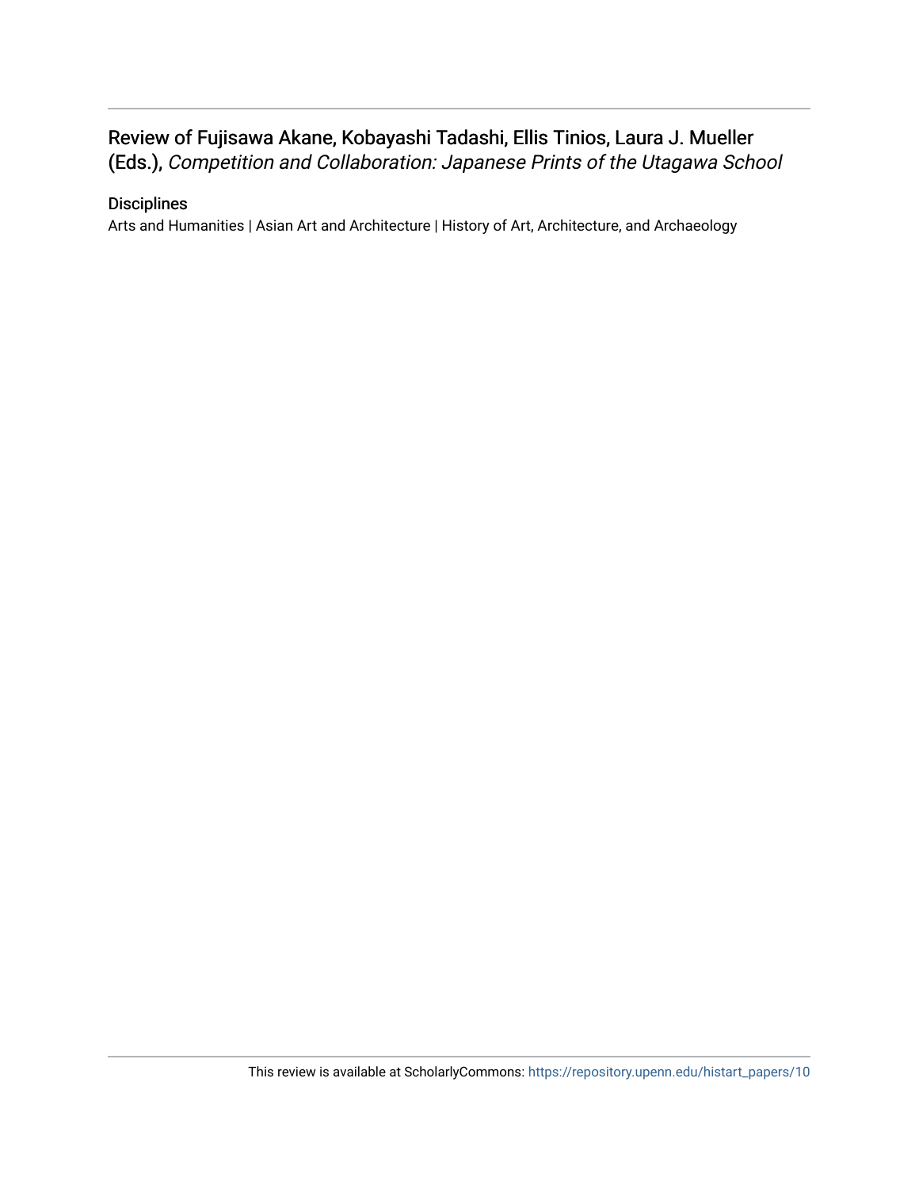## Review of Fujisawa Akane, Kobayashi Tadashi, Ellis Tinios, Laura J. Mueller (Eds.), *Competition and Collaboration: Japanese Prints of the Utagawa School*

### Disciplines

Arts and Humanities | Asian Art and Architecture | History of Art, Architecture, and Archaeology

This review is available at ScholarlyCommons: https://repository.upenn.edu/histart_papers/10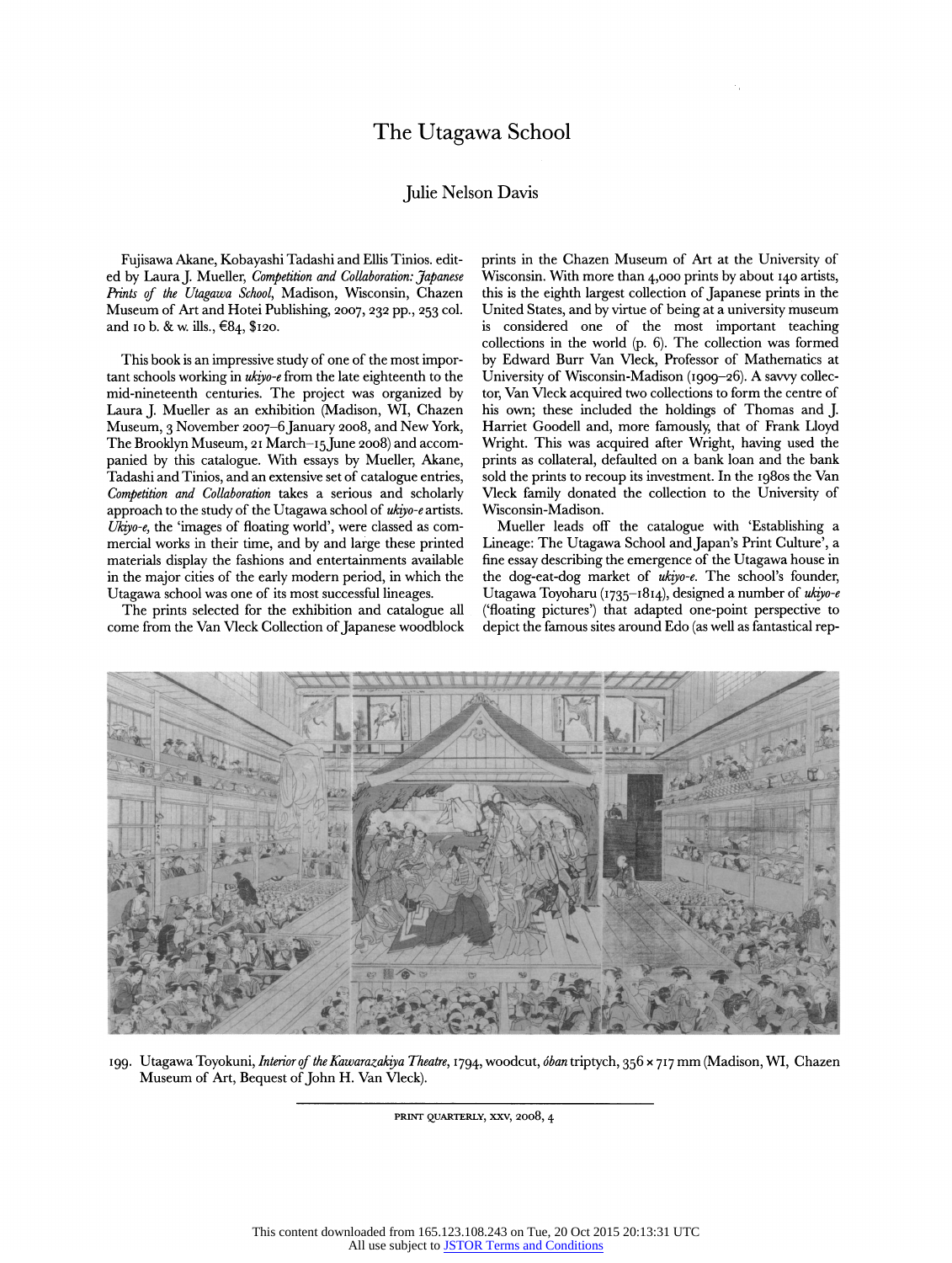# The Utagawa School

## Julie Nelson Davis

Fujisawa Akane, Kobayashi Tadashi and Ellis Tinios. edited by Laura J. Mueller, *Competition and Collaboration: Japanese Prints of the Utagawa School*, Madison, Wisconsin, Chazen Museum of Art and Hotei Publishing, 2007, 232 pp., 253 col. and 10 b. & w. ills., €84, $120.

This book is an impressive study of one of the most important schools working in *ukiyo-e* from the late eighteenth to the mid-nineteenth centuries. The project was organized by Laura J. Mueller as an exhibition (Madison, WI, Chazen Museum, 3 November 2007–6 January 2008, and New York, The Brooklyn Museum, 21 March–15 June 2008) and accompanied by this catalogue. With essays by Mueller, Akane, Tadashi and Tinios, and an extensive set of catalogue entries, *Competition and Collaboration* takes a serious and scholarly approach to the study of the Utagawa school of *ukiyo-e* artists. *Ukiyo-e*, the 'images of floating world', were classed as commercial works in their time, and by and large these printed materials display the fashions and entertainments available in the major cities of the early modern period, in which the Utagawa school was one of its most successful lineages.

The prints selected for the exhibition and catalogue all come from the Van Vleck Collection of Japanese woodblock prints in the Chazen Museum of Art at the University of Wisconsin. With more than 4,000 prints by about 140 artists, this is the eighth largest collection of Japanese prints in the United States, and by virtue of being at a university museum is considered one of the most important teaching collections in the world (p. 6). The collection was formed by Edward Burr Van Vleck, Professor of Mathematics at University of Wisconsin-Madison (1909–26). A savvy collector, Van Vleck acquired two collections to form the centre of his own; these included the holdings of Thomas and J. Harriet Goodell and, more famously, that of Frank Lloyd Wright. This was acquired after Wright, having used the prints as collateral, defaulted on a bank loan and the bank sold the prints to recoup its investment. In the 1980s the Van Vleck family donated the collection to the University of Wisconsin-Madison.

Mueller leads off the catalogue with 'Establishing a Lineage: The Utagawa School and Japan's Print Culture', a fine essay describing the emergence of the Utagawa house in the dog-eat-dog market of *ukiyo-e*. The school's founder, Utagawa Toyoharu (1735–1814), designed a number of *ukiyo-e* ('floating pictures') that adapted one-point perspective to depict the famous sites around Edo (as well as fantastical rep-

199. Utagawa Toyokuni, *Interior of the Kawarazakiya Theatre*, 1794, woodcut, *ōban* triptych, 356 × 717 mm (Madison, WI, Chazen Museum of Art, Bequest of John H. Van Vleck).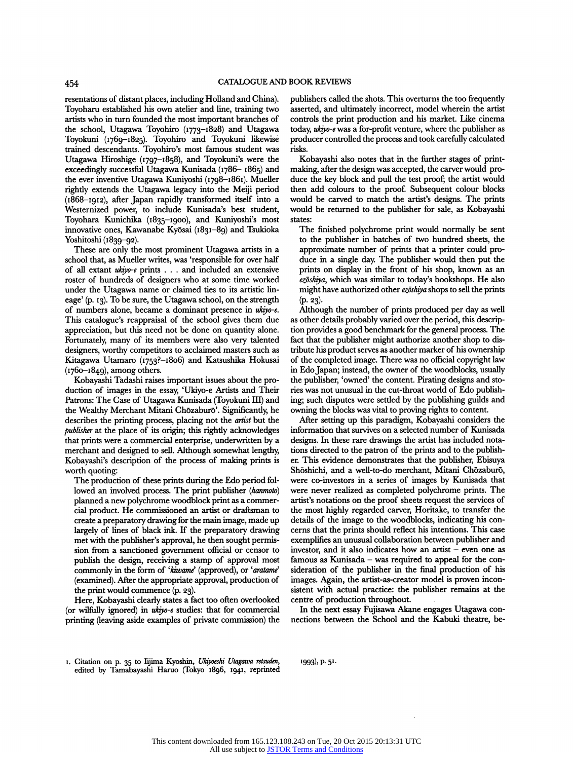resentations of distant places, including Holland and China). Toyoharu established his own atelier and line, training two artists who in turn founded the most important branches of the school, Utagawa Toyohiro (1773–1828) and Utagawa Toyokuni (1769–1825). Toyohiro and Toyokuni likewise trained descendants. Toyohiro's most famous student was Utagawa Hiroshige (1797–1858), and Toyokuni's were the exceedingly successful Utagawa Kunisada (1786– 1865) and the ever inventive Utagawa Kuniyoshi (1798–1861). Mueller rightly extends the Utagawa legacy into the Meiji period (1868–1912), after Japan rapidly transformed itself into a Westernized power, to include Kunisada's best student, Toyohara Kunichika (1835–1900), and Kuniyoshi's most innovative ones, Kawanabe Kyōsai (1831–89) and Tsukioka Yoshitoshi (1839–92).

These are only the most prominent Utagawa artists in a school that, as Mueller writes, was 'responsible for over half of all extant *ukiyo-e* prints . . . and included an extensive roster of hundreds of designers who at some time worked under the Utagawa name or claimed ties to its artistic lineage' (p. 13). To be sure, the Utagawa school, on the strength of numbers alone, became a dominant presence in *ukiyo-e*. This catalogue's reappraisal of the school gives them due appreciation, but this need not be done on quantity alone. Fortunately, many of its members were also very talented designers, worthy competitors to acclaimed masters such as Kitagawa Utamaro (1753?–1806) and Katsushika Hokusai (1760–1849), among others.

Kobayashi Tadashi raises important issues about the production of images in the essay, 'Ukiyo-e Artists and Their Patrons: The Case of Utagawa Kunisada (Toyokuni III) and the Wealthy Merchant Mitani Chōzaburō'. Significantly, he describes the printing process, placing not the *artist* but the *publisher* at the place of its origin; this rightly acknowledges that prints were a commercial enterprise, underwritten by a merchant and designed to sell. Although somewhat lengthy, Kobayashi's description of the process of making prints is worth quoting:

> The production of these prints during the Edo period followed an involved process. The print publisher (*hanmoto*) planned a new polychrome woodblock print as a commercial product. He commissioned an artist or draftsman to create a preparatory drawing for the main image, made up largely of lines of black ink. If the preparatory drawing met with the publisher's approval, he then sought permission from a sanctioned government official or censor to publish the design, receiving a stamp of approval most commonly in the form of '*kiwame*' (approved), or '*aratame*' (examined). After the appropriate approval, production of the print would commence (p. 23).

Here, Kobayashi clearly states a fact too often overlooked (or wilfully ignored) in *ukiyo-e* studies: that for commercial printing (leaving aside examples of private commission) the publishers called the shots. This overturns the too frequently asserted, and ultimately incorrect, model wherein the artist controls the print production and his market. Like cinema today, *ukiyo-e* was a for-profit venture, where the publisher as producer controlled the process and took carefully calculated risks.

Kobayashi also notes that in the further stages of printmaking, after the design was accepted, the carver would produce the key block and pull the test proof; the artist would then add colours to the proof. Subsequent colour blocks would be carved to match the artist's designs. The prints would be returned to the publisher for sale, as Kobayashi states:

> The finished polychrome print would normally be sent to the publisher in batches of two hundred sheets, the approximate number of prints that a printer could produce in a single day. The publisher would then put the prints on display in the front of his shop, known as an *ezōshiya*, which was similar to today's bookshops. He also might have authorized other *ezōshiya* shops to sell the prints (p. 23).

Although the number of prints produced per day as well as other details probably varied over the period, this description provides a good benchmark for the general process. The fact that the publisher might authorize another shop to distribute his product serves as another marker of his ownership of the completed image. There was no official copyright law in Edo Japan; instead, the owner of the woodblocks, usually the publisher, 'owned' the content. Pirating designs and stories was not unusual in the cut-throat world of Edo publishing; such disputes were settled by the publishing guilds and owning the blocks was vital to proving rights to content.

After setting up this paradigm, Kobayashi considers the information that survives on a selected number of Kunisada designs. In these rare drawings the artist has included notations directed to the patron of the prints and to the publisher. This evidence demonstrates that the publisher, Ebisuya Shōshichi, and a well-to-do merchant, Mitani Chōzaburō, were co-investors in a series of images by Kunisada that were never realized as completed polychrome prints. The artist's notations on the proof sheets request the services of the most highly regarded carver, Horitake, to transfer the details of the image to the woodblocks, indicating his concerns that the prints should reflect his intentions. This case exemplifies an unusual collaboration between publisher and investor, and it also indicates how an artist – even one as famous as Kunisada – was required to appeal for the consideration of the publisher in the final production of his images. Again, the artist-as-creator model is proven inconsistent with actual practice: the publisher remains at the centre of production throughout.

In the next essay Fujisawa Akane engages Utagawa connections between the School and the Kabuki theatre, be-

1. Citation on p. 35 to Iijima Kyoshin, *Ukiyoeshi Utagawa retsuden*, edited by Tamabayashi Haruo (Tokyo 1896, 1941, reprinted 1993), p. 51.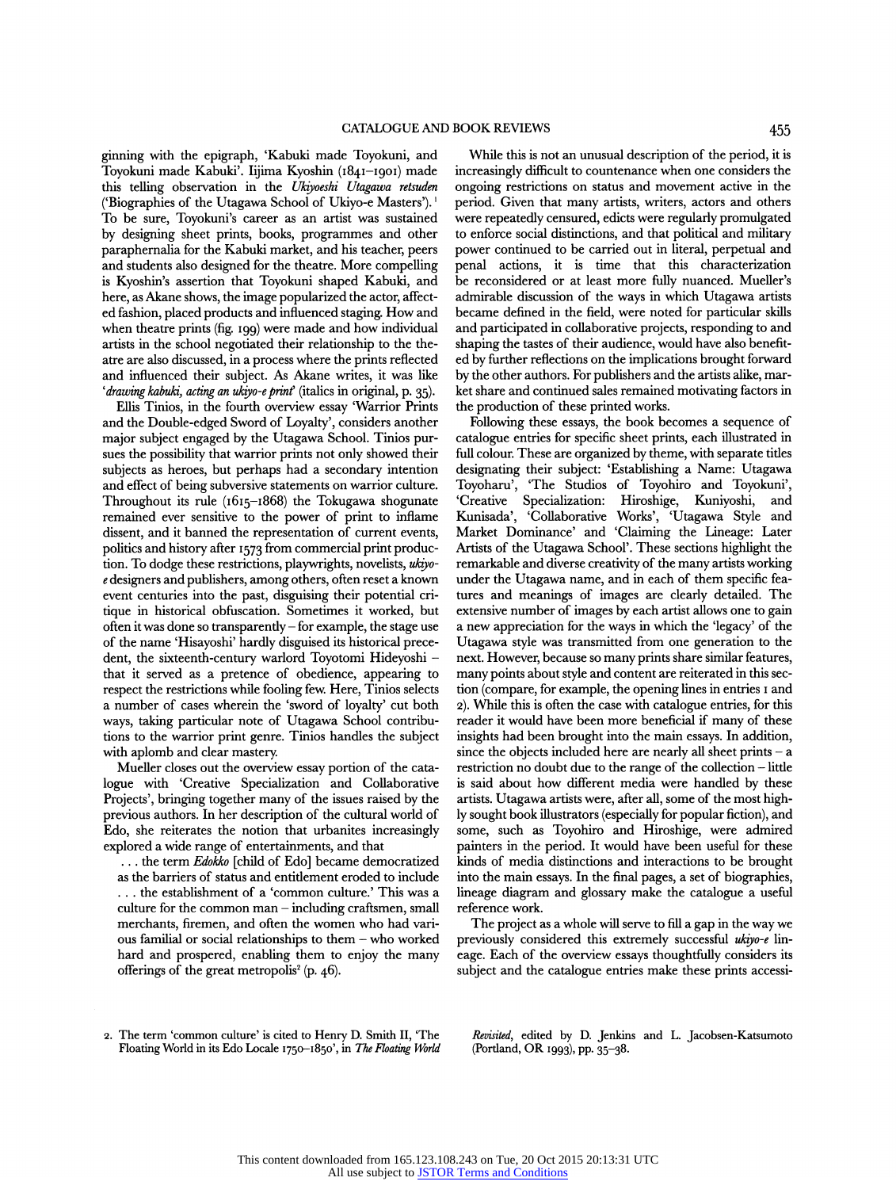ginning with the epigraph, 'Kabuki made Toyokuni, and Toyokuni made Kabuki'. Iijima Kyoshin (1841–1901) made this telling observation in the *Ukiyoeshi Utagawa retsuden* ('Biographies of the Utagawa School of Ukiyo-e Masters').[1] To be sure, Toyokuni's career as an artist was sustained by designing sheet prints, books, programmes and other paraphernalia for the Kabuki market, and his teacher, peers and students also designed for the theatre. More compelling is Kyoshin's assertion that Toyokuni shaped Kabuki, and here, as Akane shows, the image popularized the actor, affected fashion, placed products and influenced staging. How and when theatre prints (fig. 199) were made and how individual artists in the school negotiated their relationship to the theatre are also discussed, in a process where the prints reflected and influenced their subject. As Akane writes, it was like '*drawing kabuki, acting an ukiyo-e print*' (italics in original, p. 35).

Ellis Tinios, in the fourth overview essay 'Warrior Prints and the Double-edged Sword of Loyalty', considers another major subject engaged by the Utagawa School. Tinios pursues the possibility that warrior prints not only showed their subjects as heroes, but perhaps had a secondary intention and effect of being subversive statements on warrior culture. Throughout its rule (1615–1868) the Tokugawa shogunate remained ever sensitive to the power of print to inflame dissent, and it banned the representation of current events, politics and history after 1573 from commercial print production. To dodge these restrictions, playwrights, novelists, *ukiyo-e* designers and publishers, among others, often reset a known event centuries into the past, disguising their potential critique in historical obfuscation. Sometimes it worked, but often it was done so transparently – for example, the stage use of the name 'Hisayoshi' hardly disguised its historical precedent, the sixteenth-century warlord Toyotomi Hideyoshi – that it served as a pretence of obedience, appearing to respect the restrictions while fooling few. Here, Tinios selects a number of cases wherein the 'sword of loyalty' cut both ways, taking particular note of Utagawa School contributions to the warrior print genre. Tinios handles the subject with aplomb and clear mastery.

Mueller closes out the overview essay portion of the catalogue with 'Creative Specialization and Collaborative Projects', bringing together many of the issues raised by the previous authors. In her description of the cultural world of Edo, she reiterates the notion that urbanites increasingly explored a wide range of entertainments, and that

> . . . the term *Edokko* [child of Edo] became democratized as the barriers of status and entitlement eroded to include . . . the establishment of a 'common culture.' This was a culture for the common man – including craftsmen, small merchants, firemen, and often the women who had various familiar or social relationships to them – who worked hard and prospered, enabling them to enjoy the many offerings of the great metropolis[2] (p. 46).

While this is not an unusual description of the period, it is increasingly difficult to countenance when one considers the ongoing restrictions on status and movement active in the period. Given that many artists, writers, actors and others were repeatedly censured, edicts were regularly promulgated to enforce social distinctions, and that political and military power continued to be carried out in literal, perpetual and penal actions, it is time that this characterization be reconsidered or at least more fully nuanced. Mueller's admirable discussion of the ways in which Utagawa artists became defined in the field, were noted for particular skills and participated in collaborative projects, responding to and shaping the tastes of their audience, would have also benefited by further reflections on the implications brought forward by the other authors. For publishers and the artists alike, market share and continued sales remained motivating factors in the production of these printed works.

Following these essays, the book becomes a sequence of catalogue entries for specific sheet prints, each illustrated in full colour. These are organized by theme, with separate titles designating their subject: 'Establishing a Name: Utagawa Toyoharu', 'The Studios of Toyohiro and Toyokuni', 'Creative Specialization: Hiroshige, Kuniyoshi, and Kunisada', 'Collaborative Works', 'Utagawa Style and Market Dominance' and 'Claiming the Lineage: Later Artists of the Utagawa School'. These sections highlight the remarkable and diverse creativity of the many artists working under the Utagawa name, and in each of them specific features and meanings of images are clearly detailed. The extensive number of images by each artist allows one to gain a new appreciation for the ways in which the 'legacy' of the Utagawa style was transmitted from one generation to the next. However, because so many prints share similar features, many points about style and content are reiterated in this section (compare, for example, the opening lines in entries 1 and 2). While this is often the case with catalogue entries, for this reader it would have been more beneficial if many of these insights had been brought into the main essays. In addition, since the objects included here are nearly all sheet prints – a restriction no doubt due to the range of the collection – little is said about how different media were handled by these artists. Utagawa artists were, after all, some of the most highly sought book illustrators (especially for popular fiction), and some, such as Toyohiro and Hiroshige, were admired painters in the period. It would have been useful for these kinds of media distinctions and interactions to be brought into the main essays. In the final pages, a set of biographies, lineage diagram and glossary make the catalogue a useful reference work.

The project as a whole will serve to fill a gap in the way we previously considered this extremely successful *ukiyo-e* lineage. Each of the overview essays thoughtfully considers its subject and the catalogue entries make these prints accessi-

2. The term 'common culture' is cited to Henry D. Smith II, 'The Floating World in its Edo Locale 1750–1850', in *The Floating World Revisited*, edited by D. Jenkins and L. Jacobsen-Katsumoto (Portland, OR 1993), pp. 35–38.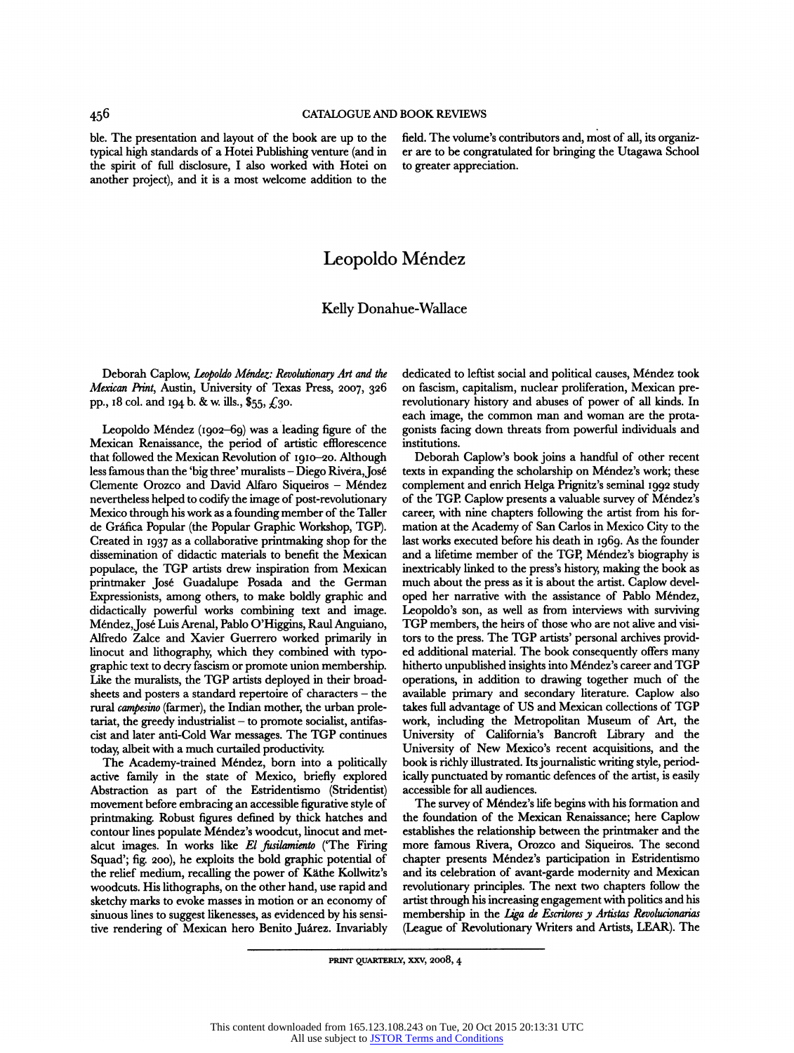ble. The presentation and layout of the book are up to the typical high standards of a Hotei Publishing venture (and in the spirit of full disclosure, I also worked with Hotei on another project), and it is a most welcome addition to the field. The volume's contributors and, most of all, its organizer are to be congratulated for bringing the Utagawa School to greater appreciation.

# Leopoldo Méndez

## Kelly Donahue-Wallace

Deborah Caplow, *Leopoldo Méndez: Revolutionary Art and the Mexican Print*, Austin, University of Texas Press, 2007, 326 pp., 18 col. and 194 b. & w. ills., $55, £30.

Leopoldo Méndez (1902–69) was a leading figure of the Mexican Renaissance, the period of artistic efflorescence that followed the Mexican Revolution of 1910–20. Although less famous than the 'big three' muralists – Diego Rivera, José Clemente Orozco and David Alfaro Siqueiros – Méndez nevertheless helped to codify the image of post-revolutionary Mexico through his work as a founding member of the Taller de Gráfica Popular (the Popular Graphic Workshop, TGP). Created in 1937 as a collaborative printmaking shop for the dissemination of didactic materials to benefit the Mexican populace, the TGP artists drew inspiration from Mexican printmaker José Guadalupe Posada and the German Expressionists, among others, to make boldly graphic and didactically powerful works combining text and image. Méndez, José Luis Arenal, Pablo O'Higgins, Raul Anguiano, Alfredo Zalce and Xavier Guerrero worked primarily in linocut and lithography, which they combined with typographic text to decry fascism or promote union membership. Like the muralists, the TGP artists deployed in their broadsheets and posters a standard repertoire of characters – the rural *campesino* (farmer), the Indian mother, the urban proletariat, the greedy industrialist – to promote socialist, antifascist and later anti-Cold War messages. The TGP continues today, albeit with a much curtailed productivity.

The Academy-trained Méndez, born into a politically active family in the state of Mexico, briefly explored Abstraction as part of the Estridentismo (Stridentist) movement before embracing an accessible figurative style of printmaking. Robust figures defined by thick hatches and contour lines populate Méndez's woodcut, linocut and metalcut images. In works like *El fusilamiento* ('The Firing Squad'; fig. 200), he exploits the bold graphic potential of the relief medium, recalling the power of Käthe Kollwitz's woodcuts. His lithographs, on the other hand, use rapid and sketchy marks to evoke masses in motion or an economy of sinuous lines to suggest likenesses, as evidenced by his sensitive rendering of Mexican hero Benito Juárez. Invariably dedicated to leftist social and political causes, Méndez took on fascism, capitalism, nuclear proliferation, Mexican prerevolutionary history and abuses of power of all kinds. In each image, the common man and woman are the protagonists facing down threats from powerful individuals and institutions.

Deborah Caplow's book joins a handful of other recent texts in expanding the scholarship on Méndez's work; these complement and enrich Helga Prignitz's seminal 1992 study of the TGP. Caplow presents a valuable survey of Méndez's career, with nine chapters following the artist from his formation at the Academy of San Carlos in Mexico City to the last works executed before his death in 1969. As the founder and a lifetime member of the TGP, Méndez's biography is inextricably linked to the press's history, making the book as much about the press as it is about the artist. Caplow developed her narrative with the assistance of Pablo Méndez, Leopoldo's son, as well as from interviews with surviving TGP members, the heirs of those who are not alive and visitors to the press. The TGP artists' personal archives provided additional material. The book consequently offers many hitherto unpublished insights into Méndez's career and TGP operations, in addition to drawing together much of the available primary and secondary literature. Caplow also takes full advantage of US and Mexican collections of TGP work, including the Metropolitan Museum of Art, the University of California's Bancroft Library and the University of New Mexico's recent acquisitions, and the book is richly illustrated. Its journalistic writing style, periodically punctuated by romantic defences of the artist, is easily accessible for all audiences.

The survey of Méndez's life begins with his formation and the foundation of the Mexican Renaissance; here Caplow establishes the relationship between the printmaker and the more famous Rivera, Orozco and Siqueiros. The second chapter presents Méndez's participation in Estridentismo and its celebration of avant-garde modernity and Mexican revolutionary principles. The next two chapters follow the artist through his increasing engagement with politics and his membership in the *Liga de Escritores y Artistas Revolucionarias* (League of Revolutionary Writers and Artists, LEAR). The